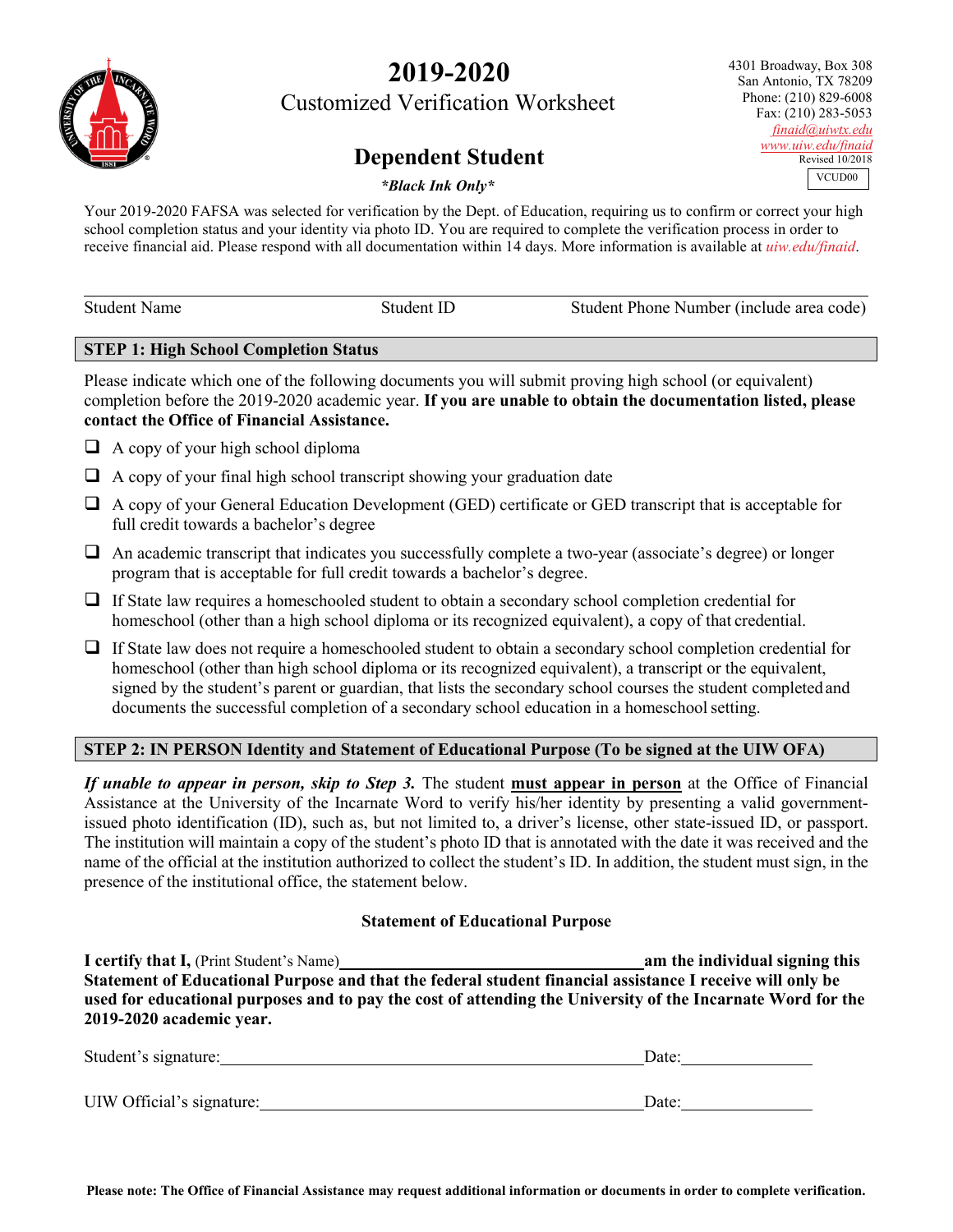# 2019-2020

## Customized Verification Worksheet

## Dependent Student

***Black Ink Only***

4301 Broadway, Box 308
San Antonio, TX 78209
Phone: (210) 829-6008
Fax: (210) 283-5053
finaid@uiwtx.edu
www.uiw.edu/finaid
Revised 10/2018

VCUD00

Your 2019-2020 FAFSA was selected for verification by the Dept. of Education, requiring us to confirm or correct your high school completion status and your identity via photo ID. You are required to complete the verification process in order to receive financial aid. Please respond with all documentation within 14 days. More information is available at uiw.edu/finaid.

| Student Name | Student ID | Student Phone Number (include area code) |
|---|---|---|
| | | |

### STEP 1: High School Completion Status

Please indicate which one of the following documents you will submit proving high school (or equivalent) completion before the 2019-2020 academic year. **If you are unable to obtain the documentation listed, please contact the Office of Financial Assistance.**

- ☐ A copy of your high school diploma
- ☐ A copy of your final high school transcript showing your graduation date
- ☐ A copy of your General Education Development (GED) certificate or GED transcript that is acceptable for full credit towards a bachelor's degree
- ☐ An academic transcript that indicates you successfully complete a two-year (associate's degree) or longer program that is acceptable for full credit towards a bachelor's degree.
- ☐ If State law requires a homeschooled student to obtain a secondary school completion credential for homeschool (other than a high school diploma or its recognized equivalent), a copy of that credential.
- ☐ If State law does not require a homeschooled student to obtain a secondary school completion credential for homeschool (other than high school diploma or its recognized equivalent), a transcript or the equivalent, signed by the student's parent or guardian, that lists the secondary school courses the student completed and documents the successful completion of a secondary school education in a homeschool setting.

### STEP 2: IN PERSON Identity and Statement of Educational Purpose (To be signed at the UIW OFA)

***If unable to appear in person, skip to Step 3.*** The student **must appear in person** at the Office of Financial Assistance at the University of the Incarnate Word to verify his/her identity by presenting a valid government-issued photo identification (ID), such as, but not limited to, a driver's license, other state-issued ID, or passport. The institution will maintain a copy of the student's photo ID that is annotated with the date it was received and the name of the official at the institution authorized to collect the student's ID. In addition, the student must sign, in the presence of the institutional office, the statement below.

**Statement of Educational Purpose**

**I certify that I,** (Print Student's Name)\_\_\_\_\_\_\_\_\_\_\_\_\_\_\_\_\_\_\_\_\_\_\_\_\_\_\_\_\_\_ **am the individual signing this Statement of Educational Purpose and that the federal student financial assistance I receive will only be used for educational purposes and to pay the cost of attending the University of the Incarnate Word for the 2019-2020 academic year.**

Student's signature:\_\_\_\_\_\_\_\_\_\_\_\_\_\_\_\_\_\_\_\_\_\_\_\_\_\_\_\_\_\_\_\_\_\_\_\_\_\_\_\_ Date:\_\_\_\_\_\_\_\_\_\_\_\_\_\_

UIW Official's signature:\_\_\_\_\_\_\_\_\_\_\_\_\_\_\_\_\_\_\_\_\_\_\_\_\_\_\_\_\_\_\_\_\_\_\_\_ Date:\_\_\_\_\_\_\_\_\_\_\_\_\_\_

**Please note: The Office of Financial Assistance may request additional information or documents in order to complete verification.**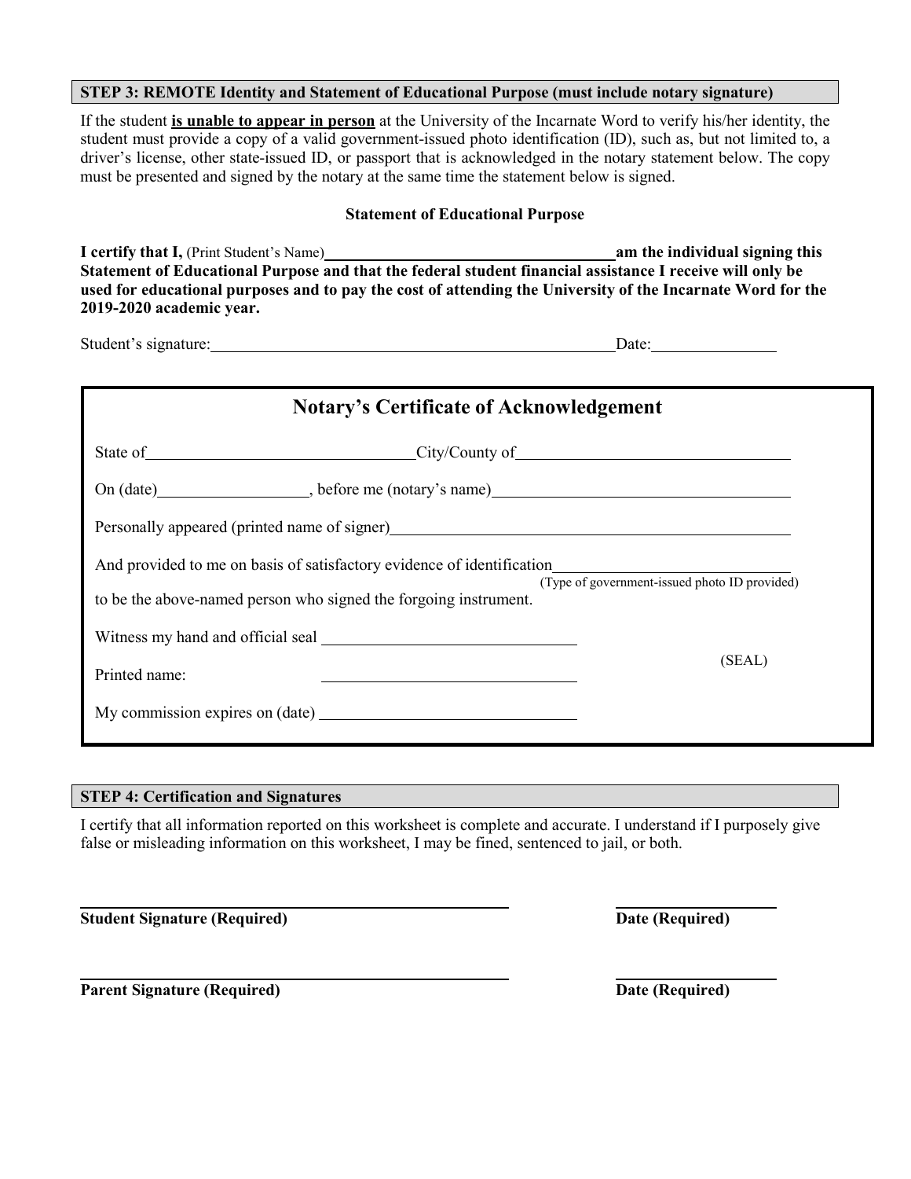**STEP 3: REMOTE Identity and Statement of Educational Purpose (must include notary signature)**

If the student **is unable to appear in person** at the University of the Incarnate Word to verify his/her identity, the student must provide a copy of a valid government-issued photo identification (ID), such as, but not limited to, a driver's license, other state-issued ID, or passport that is acknowledged in the notary statement below. The copy must be presented and signed by the notary at the same time the statement below is signed.

**Statement of Educational Purpose**

**I certify that I,** (Print Student's Name)\_\_\_\_\_\_\_\_\_\_\_\_\_\_\_\_\_\_\_\_\_\_\_\_\_\_\_\_\_\_\_\_\_\_\_\_ **am the individual signing this Statement of Educational Purpose and that the federal student financial assistance I receive will only be used for educational purposes and to pay the cost of attending the University of the Incarnate Word for the 2019-2020 academic year.**

Student's signature:\_\_\_\_\_\_\_\_\_\_\_\_\_\_\_\_\_\_\_\_\_\_\_\_\_\_\_\_\_\_\_\_\_\_\_\_\_\_\_\_\_\_\_\_\_\_\_\_\_\_ Date:\_\_\_\_\_\_\_\_\_\_\_\_\_\_\_

## Notary's Certificate of Acknowledgement

State of\_\_\_\_\_\_\_\_\_\_\_\_\_\_\_\_\_\_\_\_\_\_\_\_\_\_\_\_\_\_\_\_\_\_ City/County of\_\_\_\_\_\_\_\_\_\_\_\_\_\_\_\_\_\_\_\_\_\_\_\_\_\_\_\_\_\_\_\_\_\_

On (date)\_\_\_\_\_\_\_\_\_\_\_\_\_\_\_\_\_\_, before me (notary's name)\_\_\_\_\_\_\_\_\_\_\_\_\_\_\_\_\_\_\_\_\_\_\_\_\_\_\_\_\_\_\_\_\_\_\_\_\_\_

Personally appeared (printed name of signer)\_\_\_\_\_\_\_\_\_\_\_\_\_\_\_\_\_\_\_\_\_\_\_\_\_\_\_\_\_\_\_\_\_\_\_\_\_\_\_\_\_\_\_\_\_\_\_\_\_\_\_

And provided to me on basis of satisfactory evidence of identification\_\_\_\_\_\_\_\_\_\_\_\_\_\_\_\_\_\_\_\_\_\_\_\_\_\_\_\_\_\_
(Type of government-issued photo ID provided)
to be the above-named person who signed the forgoing instrument.

Witness my hand and official seal \_\_\_\_\_\_\_\_\_\_\_\_\_\_\_\_\_\_\_\_\_\_\_\_\_\_\_\_\_\_\_\_\_

Printed name: \_\_\_\_\_\_\_\_\_\_\_\_\_\_\_\_\_\_\_\_\_\_\_\_\_\_\_\_\_\_\_\_\_ (SEAL)

My commission expires on (date) \_\_\_\_\_\_\_\_\_\_\_\_\_\_\_\_\_\_\_\_\_\_\_\_\_\_\_\_\_\_\_\_\_

**STEP 4: Certification and Signatures**

I certify that all information reported on this worksheet is complete and accurate. I understand if I purposely give false or misleading information on this worksheet, I may be fined, sentenced to jail, or both.

\_\_\_\_\_\_\_\_\_\_\_\_\_\_\_\_\_\_\_\_\_\_\_\_\_\_\_\_\_\_\_\_\_\_\_\_\_\_\_\_\_\_\_\_\_\_\_\_\_\_\_\_\_\_ \_\_\_\_\_\_\_\_\_\_\_\_\_\_\_\_\_\_\_\_
**Student Signature (Required)** **Date (Required)**

\_\_\_\_\_\_\_\_\_\_\_\_\_\_\_\_\_\_\_\_\_\_\_\_\_\_\_\_\_\_\_\_\_\_\_\_\_\_\_\_\_\_\_\_\_\_\_\_\_\_\_\_\_\_ \_\_\_\_\_\_\_\_\_\_\_\_\_\_\_\_\_\_\_\_
**Parent Signature (Required)** **Date (Required)**